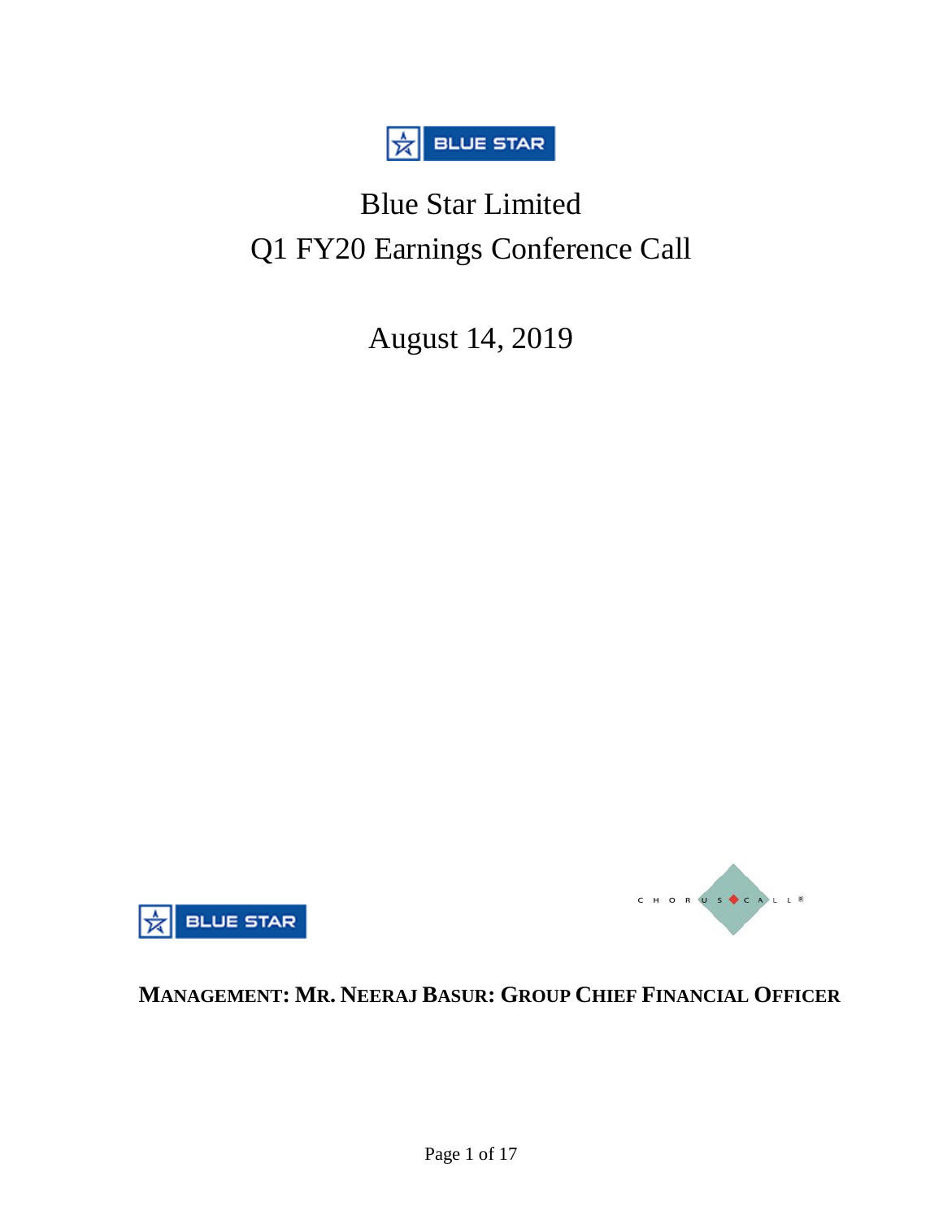# Blue Star Limited

## Q1 FY20 Earnings Conference Call

August 14, 2019

**MANAGEMENT: MR. NEERAJ BASUR: GROUP CHIEF FINANCIAL OFFICER**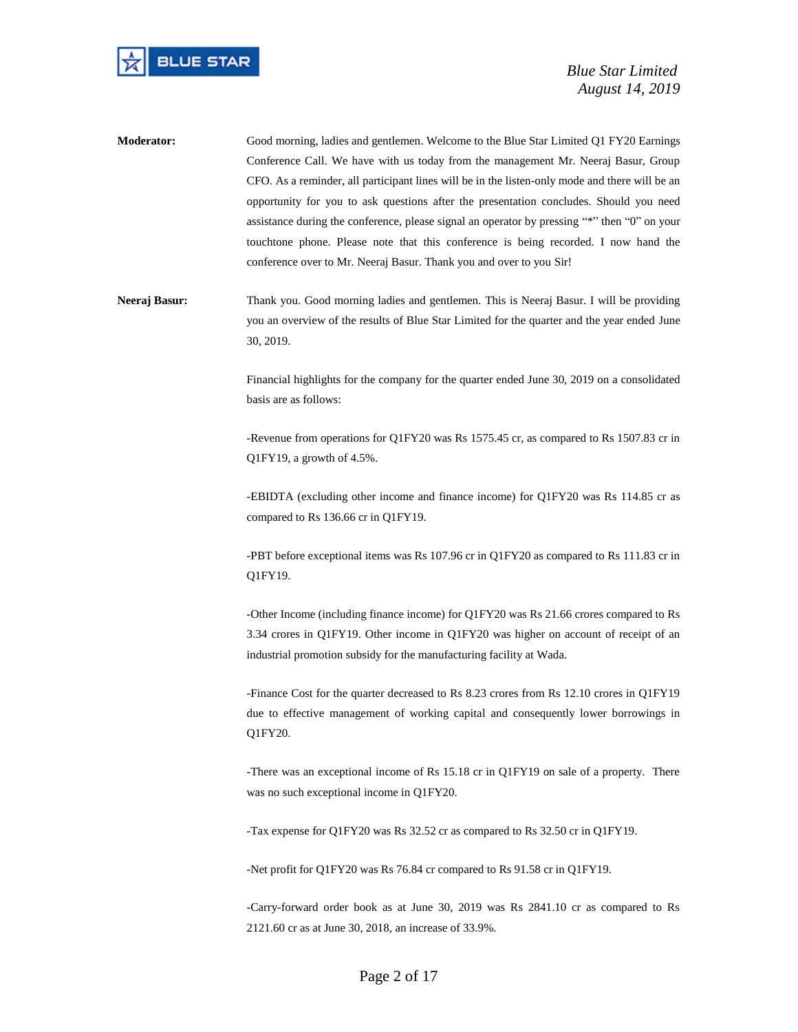**Moderator:** Good morning, ladies and gentlemen. Welcome to the Blue Star Limited Q1 FY20 Earnings Conference Call. We have with us today from the management Mr. Neeraj Basur, Group CFO. As a reminder, all participant lines will be in the listen-only mode and there will be an opportunity for you to ask questions after the presentation concludes. Should you need assistance during the conference, please signal an operator by pressing "*" then "0" on your touchtone phone. Please note that this conference is being recorded. I now hand the conference over to Mr. Neeraj Basur. Thank you and over to you Sir!

**Neeraj Basur:** Thank you. Good morning ladies and gentlemen. This is Neeraj Basur. I will be providing you an overview of the results of Blue Star Limited for the quarter and the year ended June 30, 2019.

Financial highlights for the company for the quarter ended June 30, 2019 on a consolidated basis are as follows:

-Revenue from operations for Q1FY20 was Rs 1575.45 cr, as compared to Rs 1507.83 cr in Q1FY19, a growth of 4.5%.

-EBIDTA (excluding other income and finance income) for Q1FY20 was Rs 114.85 cr as compared to Rs 136.66 cr in Q1FY19.

-PBT before exceptional items was Rs 107.96 cr in Q1FY20 as compared to Rs 111.83 cr in Q1FY19.

-Other Income (including finance income) for Q1FY20 was Rs 21.66 crores compared to Rs 3.34 crores in Q1FY19. Other income in Q1FY20 was higher on account of receipt of an industrial promotion subsidy for the manufacturing facility at Wada.

-Finance Cost for the quarter decreased to Rs 8.23 crores from Rs 12.10 crores in Q1FY19 due to effective management of working capital and consequently lower borrowings in Q1FY20.

-There was an exceptional income of Rs 15.18 cr in Q1FY19 on sale of a property. There was no such exceptional income in Q1FY20.

-Tax expense for Q1FY20 was Rs 32.52 cr as compared to Rs 32.50 cr in Q1FY19.

-Net profit for Q1FY20 was Rs 76.84 cr compared to Rs 91.58 cr in Q1FY19.

-Carry-forward order book as at June 30, 2019 was Rs 2841.10 cr as compared to Rs 2121.60 cr as at June 30, 2018, an increase of 33.9%.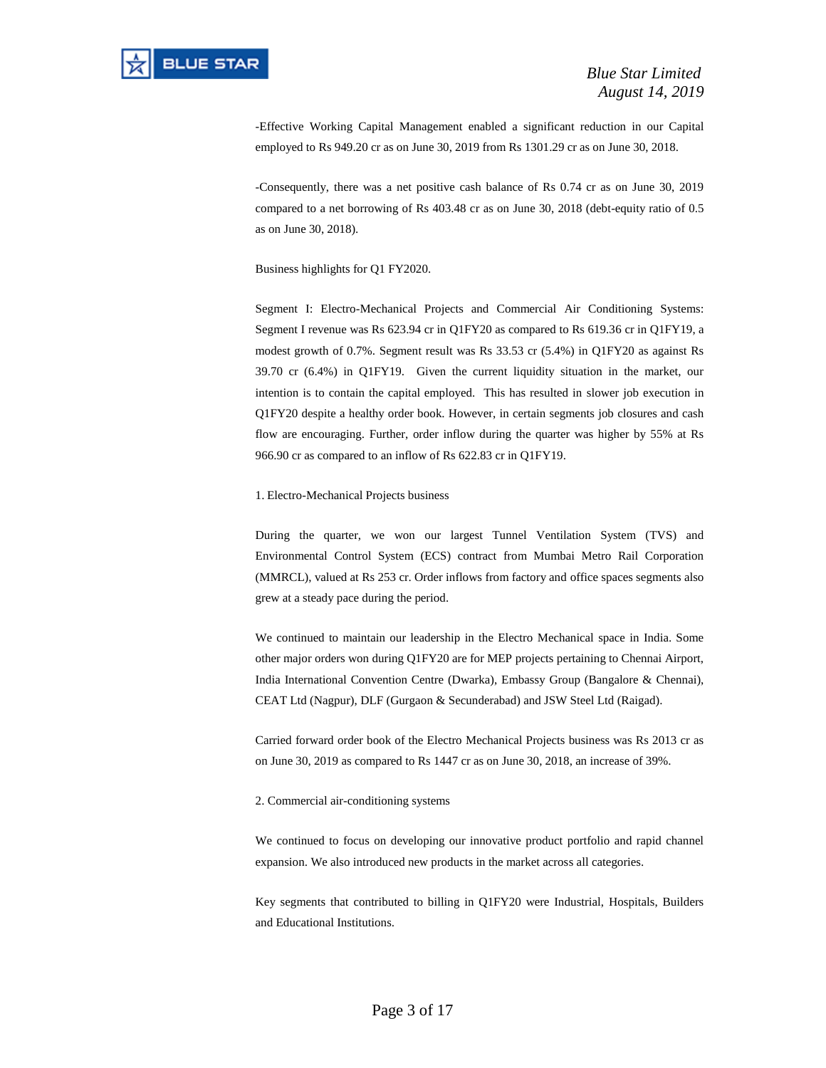-Effective Working Capital Management enabled a significant reduction in our Capital employed to Rs 949.20 cr as on June 30, 2019 from Rs 1301.29 cr as on June 30, 2018.

-Consequently, there was a net positive cash balance of Rs 0.74 cr as on June 30, 2019 compared to a net borrowing of Rs 403.48 cr as on June 30, 2018 (debt-equity ratio of 0.5 as on June 30, 2018).

Business highlights for Q1 FY2020.

Segment I: Electro-Mechanical Projects and Commercial Air Conditioning Systems: Segment I revenue was Rs 623.94 cr in Q1FY20 as compared to Rs 619.36 cr in Q1FY19, a modest growth of 0.7%. Segment result was Rs 33.53 cr (5.4%) in Q1FY20 as against Rs 39.70 cr (6.4%) in Q1FY19. Given the current liquidity situation in the market, our intention is to contain the capital employed. This has resulted in slower job execution in Q1FY20 despite a healthy order book. However, in certain segments job closures and cash flow are encouraging. Further, order inflow during the quarter was higher by 55% at Rs 966.90 cr as compared to an inflow of Rs 622.83 cr in Q1FY19.

1. Electro-Mechanical Projects business

During the quarter, we won our largest Tunnel Ventilation System (TVS) and Environmental Control System (ECS) contract from Mumbai Metro Rail Corporation (MMRCL), valued at Rs 253 cr. Order inflows from factory and office spaces segments also grew at a steady pace during the period.

We continued to maintain our leadership in the Electro Mechanical space in India. Some other major orders won during Q1FY20 are for MEP projects pertaining to Chennai Airport, India International Convention Centre (Dwarka), Embassy Group (Bangalore & Chennai), CEAT Ltd (Nagpur), DLF (Gurgaon & Secunderabad) and JSW Steel Ltd (Raigad).

Carried forward order book of the Electro Mechanical Projects business was Rs 2013 cr as on June 30, 2019 as compared to Rs 1447 cr as on June 30, 2018, an increase of 39%.

2. Commercial air-conditioning systems

We continued to focus on developing our innovative product portfolio and rapid channel expansion. We also introduced new products in the market across all categories.

Key segments that contributed to billing in Q1FY20 were Industrial, Hospitals, Builders and Educational Institutions.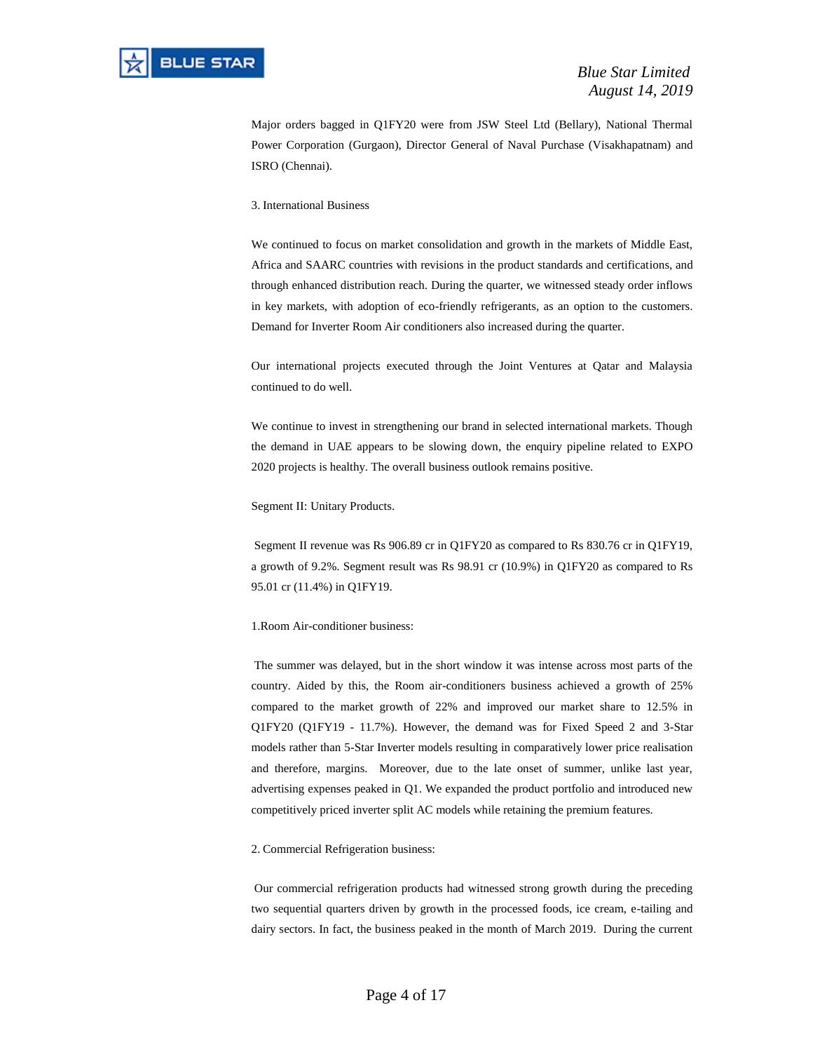Major orders bagged in Q1FY20 were from JSW Steel Ltd (Bellary), National Thermal Power Corporation (Gurgaon), Director General of Naval Purchase (Visakhapatnam) and ISRO (Chennai).

3. International Business

We continued to focus on market consolidation and growth in the markets of Middle East, Africa and SAARC countries with revisions in the product standards and certifications, and through enhanced distribution reach. During the quarter, we witnessed steady order inflows in key markets, with adoption of eco-friendly refrigerants, as an option to the customers. Demand for Inverter Room Air conditioners also increased during the quarter.

Our international projects executed through the Joint Ventures at Qatar and Malaysia continued to do well.

We continue to invest in strengthening our brand in selected international markets. Though the demand in UAE appears to be slowing down, the enquiry pipeline related to EXPO 2020 projects is healthy. The overall business outlook remains positive.

Segment II: Unitary Products.

Segment II revenue was Rs 906.89 cr in Q1FY20 as compared to Rs 830.76 cr in Q1FY19, a growth of 9.2%. Segment result was Rs 98.91 cr (10.9%) in Q1FY20 as compared to Rs 95.01 cr (11.4%) in Q1FY19.

1.Room Air-conditioner business:

The summer was delayed, but in the short window it was intense across most parts of the country. Aided by this, the Room air-conditioners business achieved a growth of 25% compared to the market growth of 22% and improved our market share to 12.5% in Q1FY20 (Q1FY19 - 11.7%). However, the demand was for Fixed Speed 2 and 3-Star models rather than 5-Star Inverter models resulting in comparatively lower price realisation and therefore, margins. Moreover, due to the late onset of summer, unlike last year, advertising expenses peaked in Q1. We expanded the product portfolio and introduced new competitively priced inverter split AC models while retaining the premium features.

2. Commercial Refrigeration business:

Our commercial refrigeration products had witnessed strong growth during the preceding two sequential quarters driven by growth in the processed foods, ice cream, e-tailing and dairy sectors. In fact, the business peaked in the month of March 2019. During the current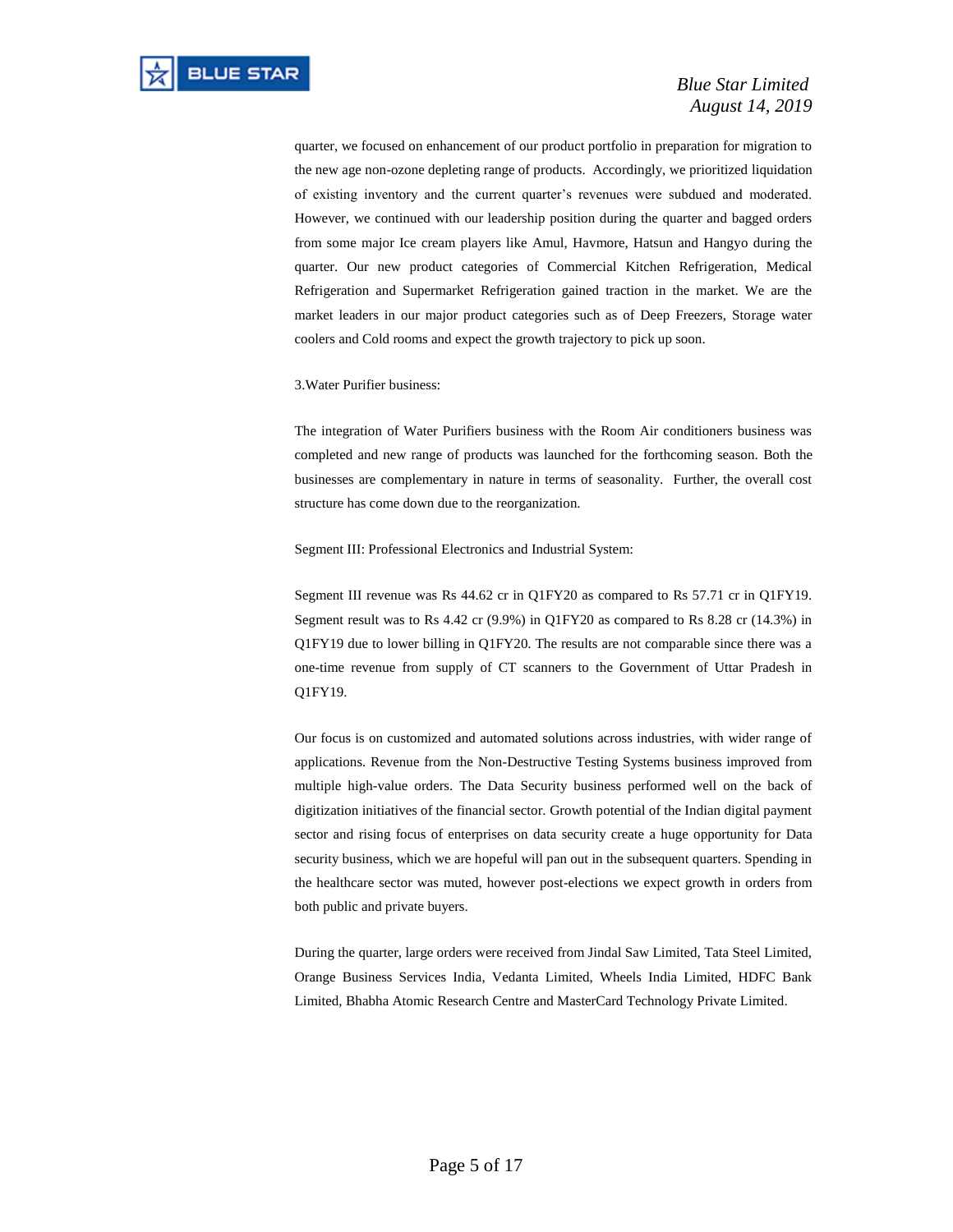quarter, we focused on enhancement of our product portfolio in preparation for migration to the new age non-ozone depleting range of products. Accordingly, we prioritized liquidation of existing inventory and the current quarter's revenues were subdued and moderated. However, we continued with our leadership position during the quarter and bagged orders from some major Ice cream players like Amul, Havmore, Hatsun and Hangyo during the quarter. Our new product categories of Commercial Kitchen Refrigeration, Medical Refrigeration and Supermarket Refrigeration gained traction in the market. We are the market leaders in our major product categories such as of Deep Freezers, Storage water coolers and Cold rooms and expect the growth trajectory to pick up soon.

3.Water Purifier business:

The integration of Water Purifiers business with the Room Air conditioners business was completed and new range of products was launched for the forthcoming season. Both the businesses are complementary in nature in terms of seasonality. Further, the overall cost structure has come down due to the reorganization.

Segment III: Professional Electronics and Industrial System:

Segment III revenue was Rs 44.62 cr in Q1FY20 as compared to Rs 57.71 cr in Q1FY19. Segment result was to Rs 4.42 cr (9.9%) in Q1FY20 as compared to Rs 8.28 cr (14.3%) in Q1FY19 due to lower billing in Q1FY20. The results are not comparable since there was a one-time revenue from supply of CT scanners to the Government of Uttar Pradesh in Q1FY19.

Our focus is on customized and automated solutions across industries, with wider range of applications. Revenue from the Non-Destructive Testing Systems business improved from multiple high-value orders. The Data Security business performed well on the back of digitization initiatives of the financial sector. Growth potential of the Indian digital payment sector and rising focus of enterprises on data security create a huge opportunity for Data security business, which we are hopeful will pan out in the subsequent quarters. Spending in the healthcare sector was muted, however post-elections we expect growth in orders from both public and private buyers.

During the quarter, large orders were received from Jindal Saw Limited, Tata Steel Limited, Orange Business Services India, Vedanta Limited, Wheels India Limited, HDFC Bank Limited, Bhabha Atomic Research Centre and MasterCard Technology Private Limited.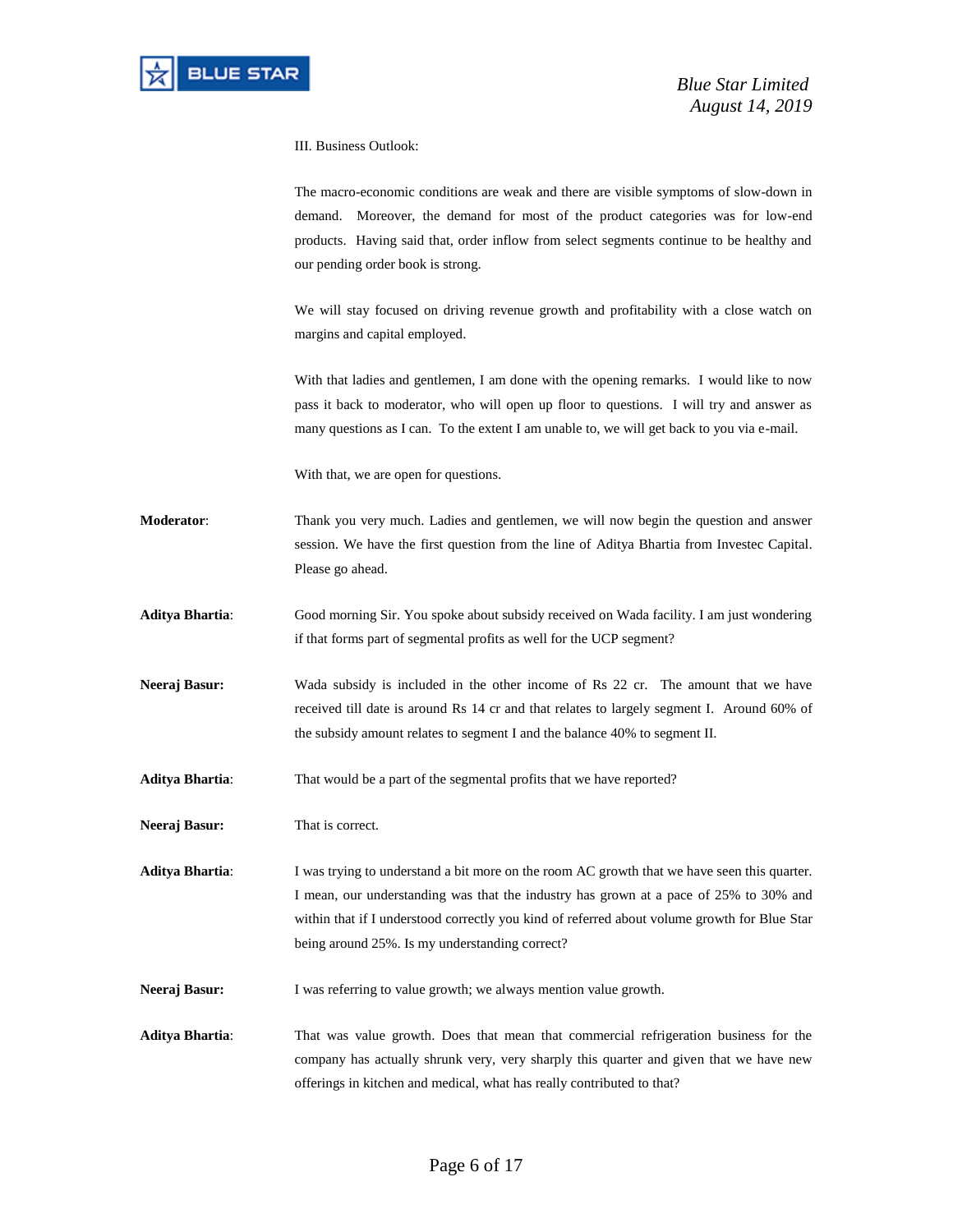III. Business Outlook:

The macro-economic conditions are weak and there are visible symptoms of slow-down in demand. Moreover, the demand for most of the product categories was for low-end products. Having said that, order inflow from select segments continue to be healthy and our pending order book is strong.

We will stay focused on driving revenue growth and profitability with a close watch on margins and capital employed.

With that ladies and gentlemen, I am done with the opening remarks. I would like to now pass it back to moderator, who will open up floor to questions. I will try and answer as many questions as I can. To the extent I am unable to, we will get back to you via e-mail.

With that, we are open for questions.

**Moderator**: Thank you very much. Ladies and gentlemen, we will now begin the question and answer session. We have the first question from the line of Aditya Bhartia from Investec Capital. Please go ahead.

**Aditya Bhartia**: Good morning Sir. You spoke about subsidy received on Wada facility. I am just wondering if that forms part of segmental profits as well for the UCP segment?

**Neeraj Basur:** Wada subsidy is included in the other income of Rs 22 cr. The amount that we have received till date is around Rs 14 cr and that relates to largely segment I. Around 60% of the subsidy amount relates to segment I and the balance 40% to segment II.

**Aditya Bhartia**: That would be a part of the segmental profits that we have reported?

**Neeraj Basur:** That is correct.

**Aditya Bhartia**: I was trying to understand a bit more on the room AC growth that we have seen this quarter. I mean, our understanding was that the industry has grown at a pace of 25% to 30% and within that if I understood correctly you kind of referred about volume growth for Blue Star being around 25%. Is my understanding correct?

**Neeraj Basur:** I was referring to value growth; we always mention value growth.

**Aditya Bhartia**: That was value growth. Does that mean that commercial refrigeration business for the company has actually shrunk very, very sharply this quarter and given that we have new offerings in kitchen and medical, what has really contributed to that?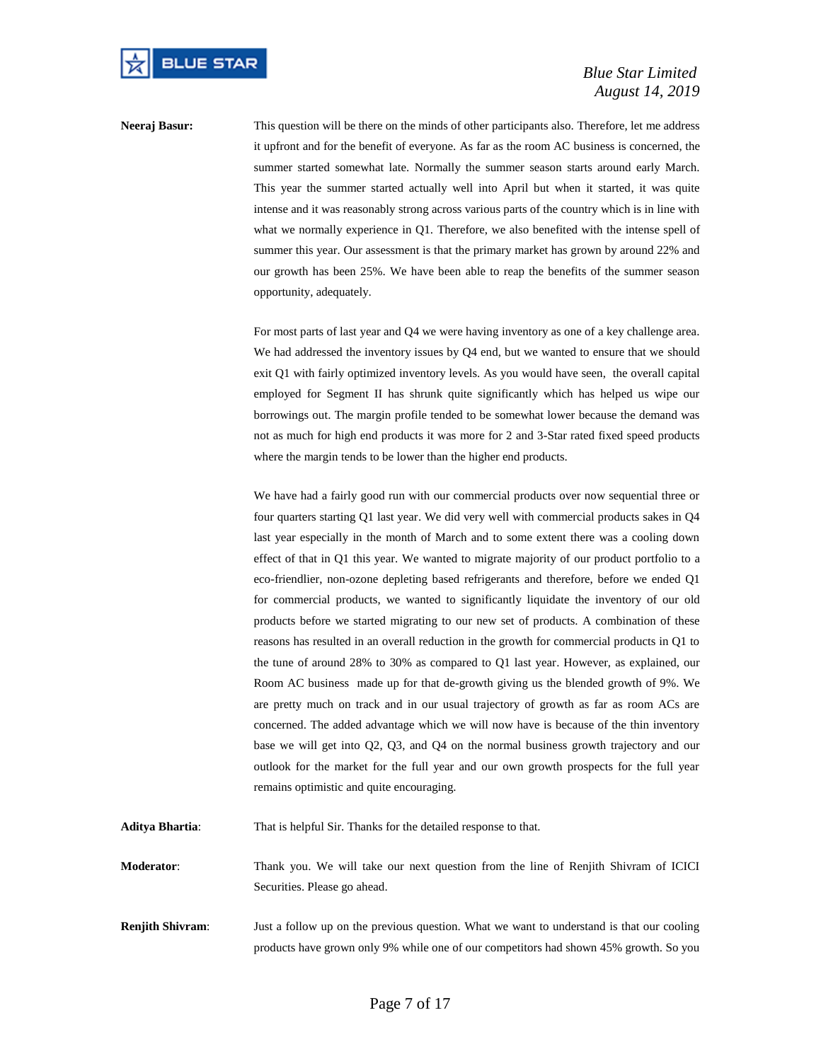**Neeraj Basur:** This question will be there on the minds of other participants also. Therefore, let me address it upfront and for the benefit of everyone. As far as the room AC business is concerned, the summer started somewhat late. Normally the summer season starts around early March. This year the summer started actually well into April but when it started, it was quite intense and it was reasonably strong across various parts of the country which is in line with what we normally experience in Q1. Therefore, we also benefited with the intense spell of summer this year. Our assessment is that the primary market has grown by around 22% and our growth has been 25%. We have been able to reap the benefits of the summer season opportunity, adequately.

For most parts of last year and Q4 we were having inventory as one of a key challenge area. We had addressed the inventory issues by Q4 end, but we wanted to ensure that we should exit Q1 with fairly optimized inventory levels. As you would have seen, the overall capital employed for Segment II has shrunk quite significantly which has helped us wipe our borrowings out. The margin profile tended to be somewhat lower because the demand was not as much for high end products it was more for 2 and 3-Star rated fixed speed products where the margin tends to be lower than the higher end products.

We have had a fairly good run with our commercial products over now sequential three or four quarters starting Q1 last year. We did very well with commercial products sakes in Q4 last year especially in the month of March and to some extent there was a cooling down effect of that in Q1 this year. We wanted to migrate majority of our product portfolio to a eco-friendlier, non-ozone depleting based refrigerants and therefore, before we ended Q1 for commercial products, we wanted to significantly liquidate the inventory of our old products before we started migrating to our new set of products. A combination of these reasons has resulted in an overall reduction in the growth for commercial products in Q1 to the tune of around 28% to 30% as compared to Q1 last year. However, as explained, our Room AC business made up for that de-growth giving us the blended growth of 9%. We are pretty much on track and in our usual trajectory of growth as far as room ACs are concerned. The added advantage which we will now have is because of the thin inventory base we will get into Q2, Q3, and Q4 on the normal business growth trajectory and our outlook for the market for the full year and our own growth prospects for the full year remains optimistic and quite encouraging.

**Aditya Bhartia**: That is helpful Sir. Thanks for the detailed response to that.

**Moderator**: Thank you. We will take our next question from the line of Renjith Shivram of ICICI Securities. Please go ahead.

**Renjith Shivram**: Just a follow up on the previous question. What we want to understand is that our cooling products have grown only 9% while one of our competitors had shown 45% growth. So you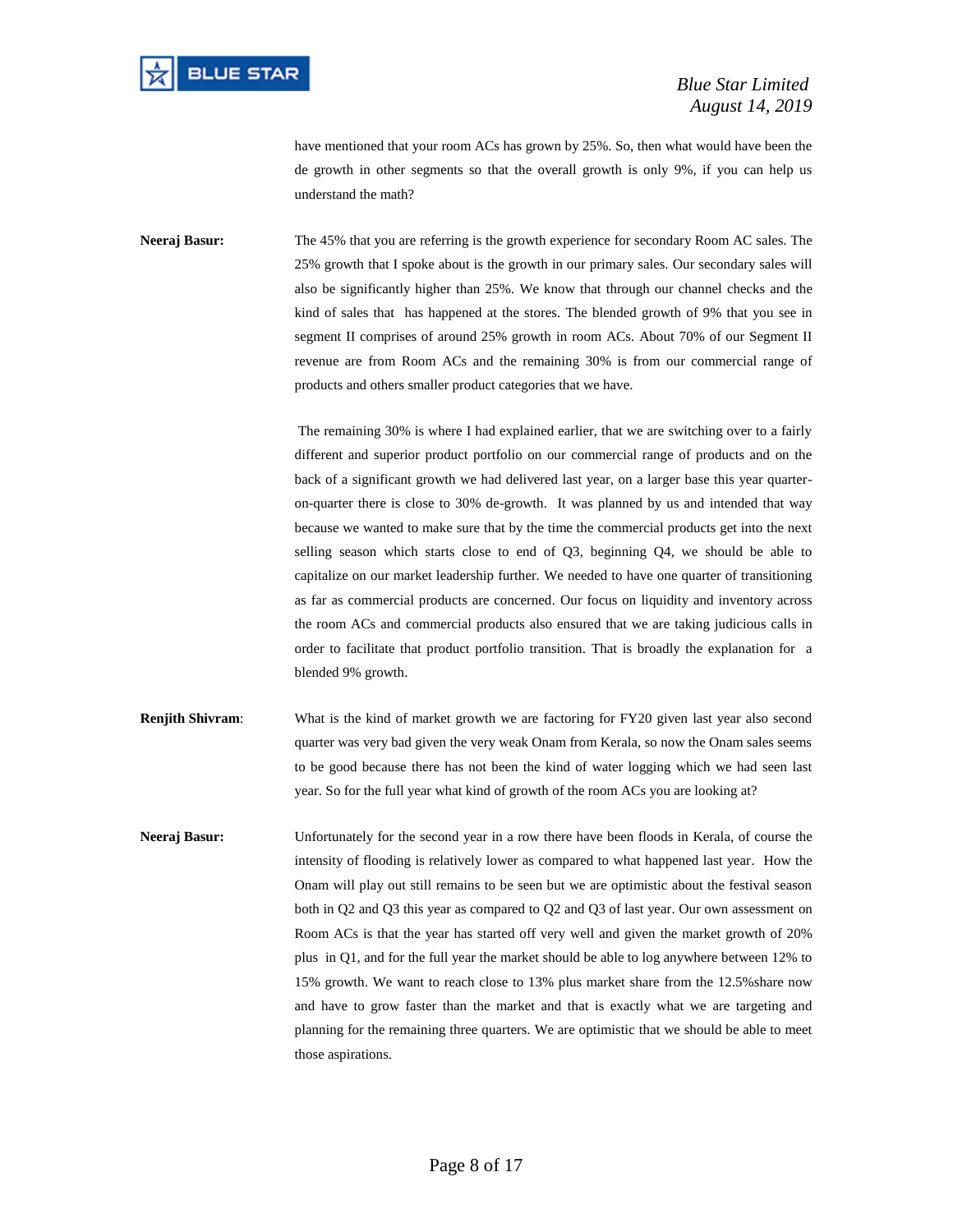have mentioned that your room ACs has grown by 25%. So, then what would have been the de growth in other segments so that the overall growth is only 9%, if you can help us understand the math?

**Neeraj Basur:** The 45% that you are referring is the growth experience for secondary Room AC sales. The 25% growth that I spoke about is the growth in our primary sales. Our secondary sales will also be significantly higher than 25%. We know that through our channel checks and the kind of sales that has happened at the stores. The blended growth of 9% that you see in segment II comprises of around 25% growth in room ACs. About 70% of our Segment II revenue are from Room ACs and the remaining 30% is from our commercial range of products and others smaller product categories that we have.

The remaining 30% is where I had explained earlier, that we are switching over to a fairly different and superior product portfolio on our commercial range of products and on the back of a significant growth we had delivered last year, on a larger base this year quarter-on-quarter there is close to 30% de-growth. It was planned by us and intended that way because we wanted to make sure that by the time the commercial products get into the next selling season which starts close to end of Q3, beginning Q4, we should be able to capitalize on our market leadership further. We needed to have one quarter of transitioning as far as commercial products are concerned. Our focus on liquidity and inventory across the room ACs and commercial products also ensured that we are taking judicious calls in order to facilitate that product portfolio transition. That is broadly the explanation for a blended 9% growth.

**Renjith Shivram:** What is the kind of market growth we are factoring for FY20 given last year also second quarter was very bad given the very weak Onam from Kerala, so now the Onam sales seems to be good because there has not been the kind of water logging which we had seen last year. So for the full year what kind of growth of the room ACs you are looking at?

**Neeraj Basur:** Unfortunately for the second year in a row there have been floods in Kerala, of course the intensity of flooding is relatively lower as compared to what happened last year. How the Onam will play out still remains to be seen but we are optimistic about the festival season both in Q2 and Q3 this year as compared to Q2 and Q3 of last year. Our own assessment on Room ACs is that the year has started off very well and given the market growth of 20% plus in Q1, and for the full year the market should be able to log anywhere between 12% to 15% growth. We want to reach close to 13% plus market share from the 12.5%share now and have to grow faster than the market and that is exactly what we are targeting and planning for the remaining three quarters. We are optimistic that we should be able to meet those aspirations.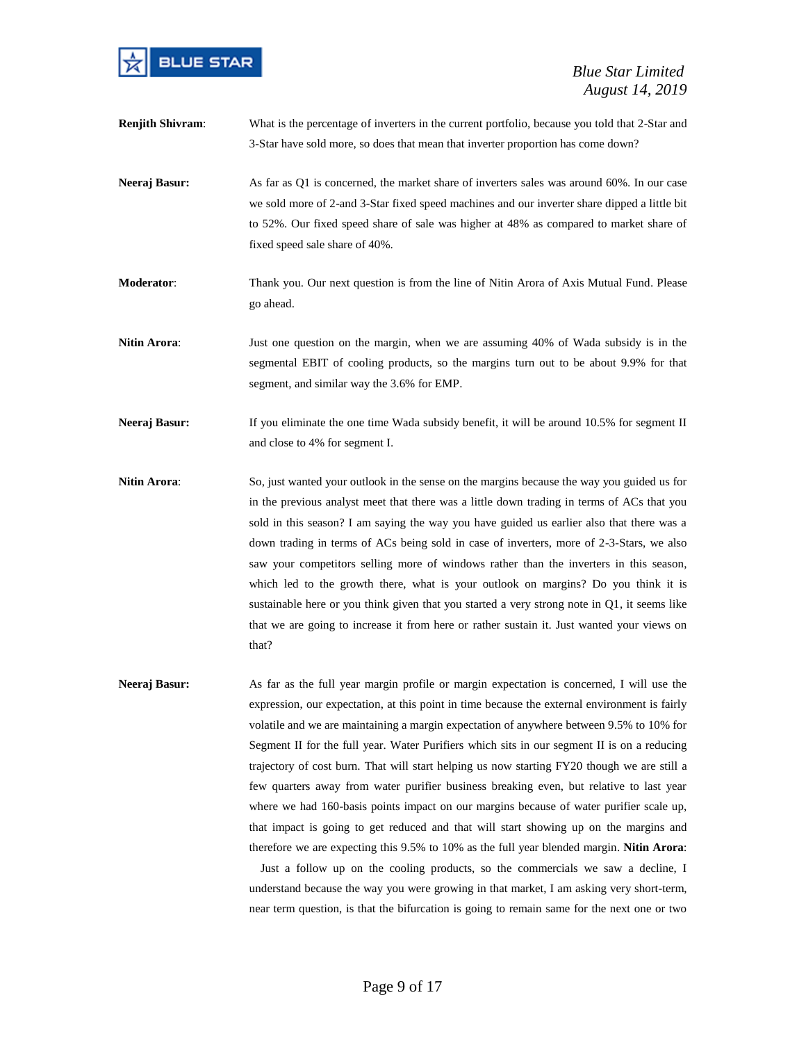**Renjith Shivram**: What is the percentage of inverters in the current portfolio, because you told that 2-Star and 3-Star have sold more, so does that mean that inverter proportion has come down?

**Neeraj Basur:** As far as Q1 is concerned, the market share of inverters sales was around 60%. In our case we sold more of 2-and 3-Star fixed speed machines and our inverter share dipped a little bit to 52%. Our fixed speed share of sale was higher at 48% as compared to market share of fixed speed sale share of 40%.

**Moderator**: Thank you. Our next question is from the line of Nitin Arora of Axis Mutual Fund. Please go ahead.

**Nitin Arora**: Just one question on the margin, when we are assuming 40% of Wada subsidy is in the segmental EBIT of cooling products, so the margins turn out to be about 9.9% for that segment, and similar way the 3.6% for EMP.

**Neeraj Basur:** If you eliminate the one time Wada subsidy benefit, it will be around 10.5% for segment II and close to 4% for segment I.

**Nitin Arora**: So, just wanted your outlook in the sense on the margins because the way you guided us for in the previous analyst meet that there was a little down trading in terms of ACs that you sold in this season? I am saying the way you have guided us earlier also that there was a down trading in terms of ACs being sold in case of inverters, more of 2-3-Stars, we also saw your competitors selling more of windows rather than the inverters in this season, which led to the growth there, what is your outlook on margins? Do you think it is sustainable here or you think given that you started a very strong note in Q1, it seems like that we are going to increase it from here or rather sustain it. Just wanted your views on that?

**Neeraj Basur:** As far as the full year margin profile or margin expectation is concerned, I will use the expression, our expectation, at this point in time because the external environment is fairly volatile and we are maintaining a margin expectation of anywhere between 9.5% to 10% for Segment II for the full year. Water Purifiers which sits in our segment II is on a reducing trajectory of cost burn. That will start helping us now starting FY20 though we are still a few quarters away from water purifier business breaking even, but relative to last year where we had 160-basis points impact on our margins because of water purifier scale up, that impact is going to get reduced and that will start showing up on the margins and therefore we are expecting this 9.5% to 10% as the full year blended margin. **Nitin Arora**: Just a follow up on the cooling products, so the commercials we saw a decline, I understand because the way you were growing in that market, I am asking very short-term, near term question, is that the bifurcation is going to remain same for the next one or two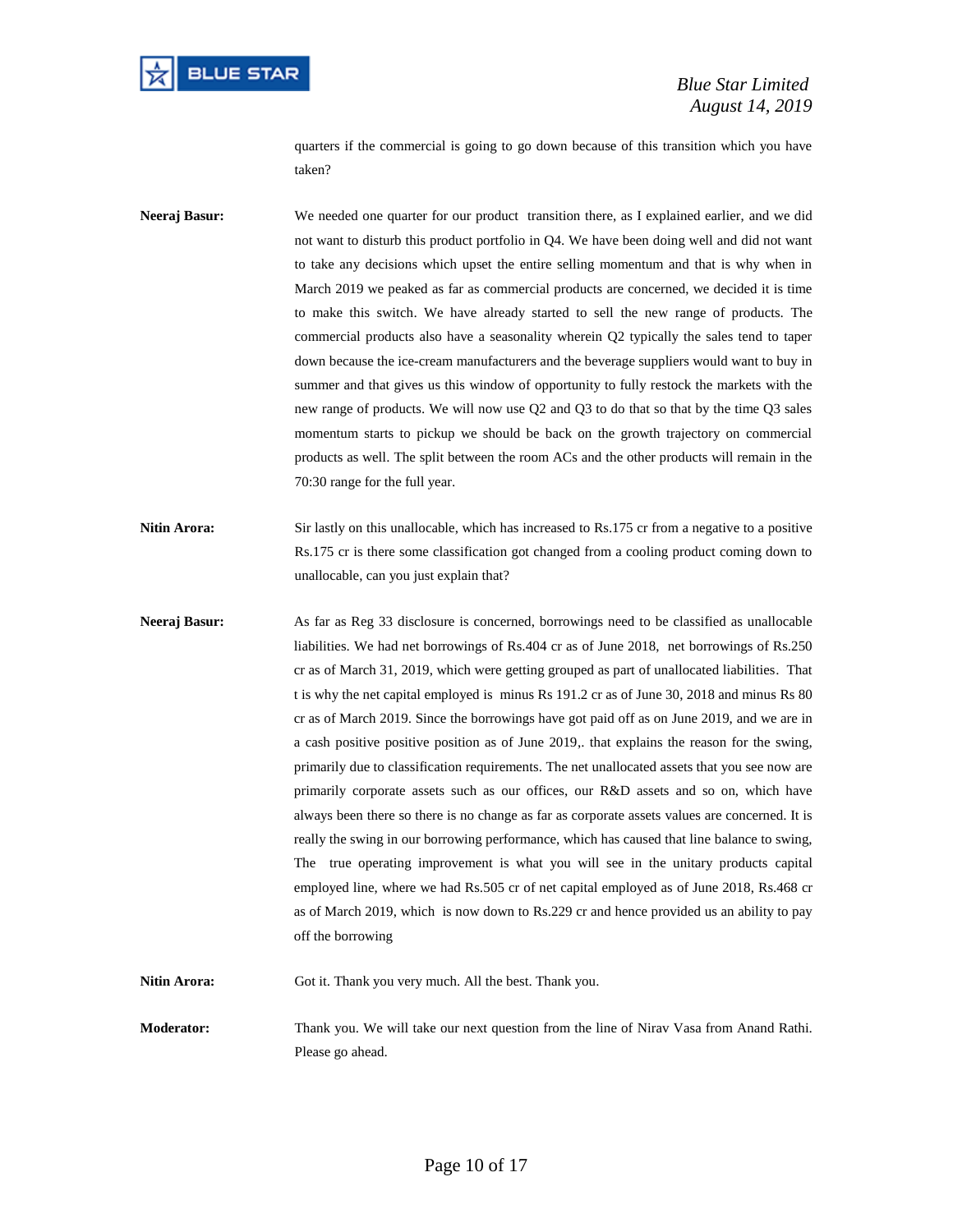quarters if the commercial is going to go down because of this transition which you have taken?

**Neeraj Basur:** We needed one quarter for our product transition there, as I explained earlier, and we did not want to disturb this product portfolio in Q4. We have been doing well and did not want to take any decisions which upset the entire selling momentum and that is why when in March 2019 we peaked as far as commercial products are concerned, we decided it is time to make this switch. We have already started to sell the new range of products. The commercial products also have a seasonality wherein Q2 typically the sales tend to taper down because the ice-cream manufacturers and the beverage suppliers would want to buy in summer and that gives us this window of opportunity to fully restock the markets with the new range of products. We will now use Q2 and Q3 to do that so that by the time Q3 sales momentum starts to pickup we should be back on the growth trajectory on commercial products as well. The split between the room ACs and the other products will remain in the 70:30 range for the full year.

**Nitin Arora:** Sir lastly on this unallocable, which has increased to Rs.175 cr from a negative to a positive Rs.175 cr is there some classification got changed from a cooling product coming down to unallocable, can you just explain that?

**Neeraj Basur:** As far as Reg 33 disclosure is concerned, borrowings need to be classified as unallocable liabilities. We had net borrowings of Rs.404 cr as of June 2018, net borrowings of Rs.250 cr as of March 31, 2019, which were getting grouped as part of unallocated liabilities. That t is why the net capital employed is minus Rs 191.2 cr as of June 30, 2018 and minus Rs 80 cr as of March 2019. Since the borrowings have got paid off as on June 2019, and we are in a cash positive positive position as of June 2019,. that explains the reason for the swing, primarily due to classification requirements. The net unallocated assets that you see now are primarily corporate assets such as our offices, our R&D assets and so on, which have always been there so there is no change as far as corporate assets values are concerned. It is really the swing in our borrowing performance, which has caused that line balance to swing, The true operating improvement is what you will see in the unitary products capital employed line, where we had Rs.505 cr of net capital employed as of June 2018, Rs.468 cr as of March 2019, which is now down to Rs.229 cr and hence provided us an ability to pay off the borrowing

**Nitin Arora:** Got it. Thank you very much. All the best. Thank you.

**Moderator:** Thank you. We will take our next question from the line of Nirav Vasa from Anand Rathi. Please go ahead.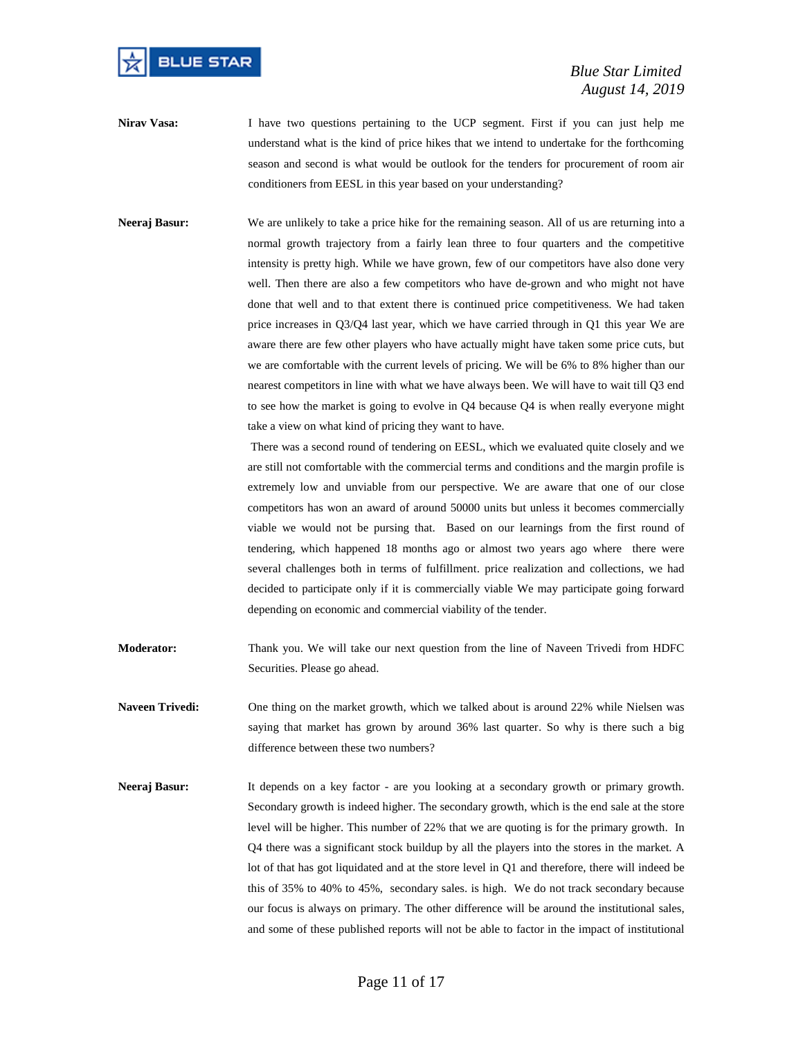**Nirav Vasa:** I have two questions pertaining to the UCP segment. First if you can just help me understand what is the kind of price hikes that we intend to undertake for the forthcoming season and second is what would be outlook for the tenders for procurement of room air conditioners from EESL in this year based on your understanding?

**Neeraj Basur:** We are unlikely to take a price hike for the remaining season. All of us are returning into a normal growth trajectory from a fairly lean three to four quarters and the competitive intensity is pretty high. While we have grown, few of our competitors have also done very well. Then there are also a few competitors who have de-grown and who might not have done that well and to that extent there is continued price competitiveness. We had taken price increases in Q3/Q4 last year, which we have carried through in Q1 this year We are aware there are few other players who have actually might have taken some price cuts, but we are comfortable with the current levels of pricing. We will be 6% to 8% higher than our nearest competitors in line with what we have always been. We will have to wait till Q3 end to see how the market is going to evolve in Q4 because Q4 is when really everyone might take a view on what kind of pricing they want to have.

There was a second round of tendering on EESL, which we evaluated quite closely and we are still not comfortable with the commercial terms and conditions and the margin profile is extremely low and unviable from our perspective. We are aware that one of our close competitors has won an award of around 50000 units but unless it becomes commercially viable we would not be pursing that. Based on our learnings from the first round of tendering, which happened 18 months ago or almost two years ago where there were several challenges both in terms of fulfillment. price realization and collections, we had decided to participate only if it is commercially viable We may participate going forward depending on economic and commercial viability of the tender.

**Moderator:** Thank you. We will take our next question from the line of Naveen Trivedi from HDFC Securities. Please go ahead.

**Naveen Trivedi:** One thing on the market growth, which we talked about is around 22% while Nielsen was saying that market has grown by around 36% last quarter. So why is there such a big difference between these two numbers?

**Neeraj Basur:** It depends on a key factor - are you looking at a secondary growth or primary growth. Secondary growth is indeed higher. The secondary growth, which is the end sale at the store level will be higher. This number of 22% that we are quoting is for the primary growth. In Q4 there was a significant stock buildup by all the players into the stores in the market. A lot of that has got liquidated and at the store level in Q1 and therefore, there will indeed be this of 35% to 40% to 45%, secondary sales. is high. We do not track secondary because our focus is always on primary. The other difference will be around the institutional sales, and some of these published reports will not be able to factor in the impact of institutional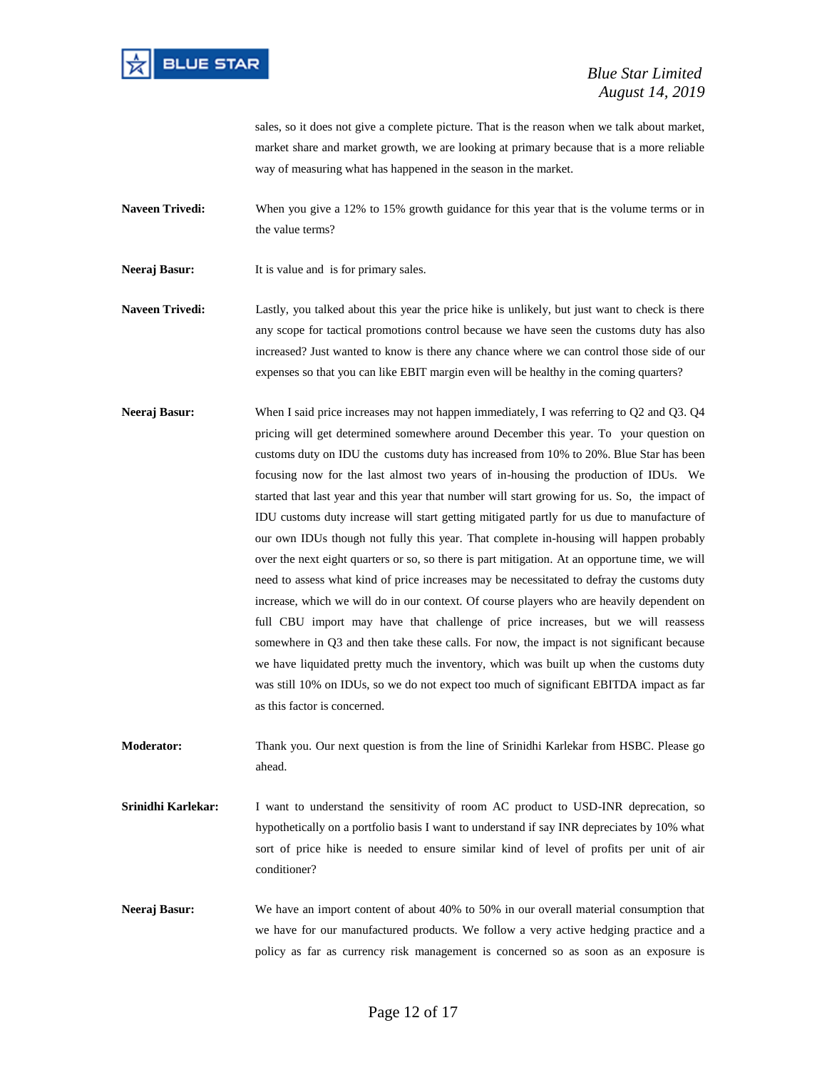sales, so it does not give a complete picture. That is the reason when we talk about market, market share and market growth, we are looking at primary because that is a more reliable way of measuring what has happened in the season in the market.

**Naveen Trivedi:** When you give a 12% to 15% growth guidance for this year that is the volume terms or in the value terms?

**Neeraj Basur:** It is value and is for primary sales.

**Naveen Trivedi:** Lastly, you talked about this year the price hike is unlikely, but just want to check is there any scope for tactical promotions control because we have seen the customs duty has also increased? Just wanted to know is there any chance where we can control those side of our expenses so that you can like EBIT margin even will be healthy in the coming quarters?

**Neeraj Basur:** When I said price increases may not happen immediately, I was referring to Q2 and Q3. Q4 pricing will get determined somewhere around December this year. To your question on customs duty on IDU the customs duty has increased from 10% to 20%. Blue Star has been focusing now for the last almost two years of in-housing the production of IDUs. We started that last year and this year that number will start growing for us. So, the impact of IDU customs duty increase will start getting mitigated partly for us due to manufacture of our own IDUs though not fully this year. That complete in-housing will happen probably over the next eight quarters or so, so there is part mitigation. At an opportune time, we will need to assess what kind of price increases may be necessitated to defray the customs duty increase, which we will do in our context. Of course players who are heavily dependent on full CBU import may have that challenge of price increases, but we will reassess somewhere in Q3 and then take these calls. For now, the impact is not significant because we have liquidated pretty much the inventory, which was built up when the customs duty was still 10% on IDUs, so we do not expect too much of significant EBITDA impact as far as this factor is concerned.

**Moderator:** Thank you. Our next question is from the line of Srinidhi Karlekar from HSBC. Please go ahead.

**Srinidhi Karlekar:** I want to understand the sensitivity of room AC product to USD-INR deprecation, so hypothetically on a portfolio basis I want to understand if say INR depreciates by 10% what sort of price hike is needed to ensure similar kind of level of profits per unit of air conditioner?

**Neeraj Basur:** We have an import content of about 40% to 50% in our overall material consumption that we have for our manufactured products. We follow a very active hedging practice and a policy as far as currency risk management is concerned so as soon as an exposure is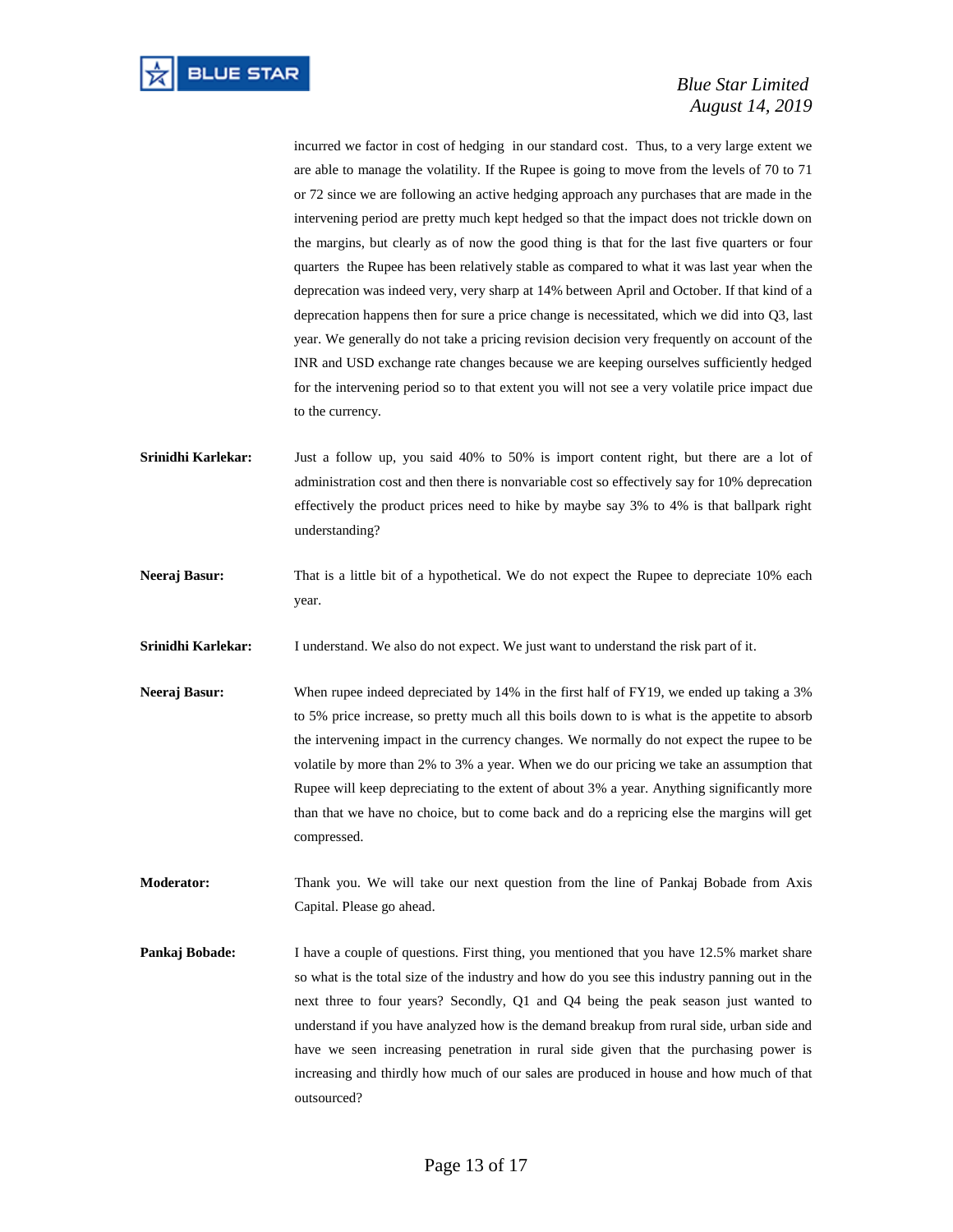incurred we factor in cost of hedging in our standard cost. Thus, to a very large extent we are able to manage the volatility. If the Rupee is going to move from the levels of 70 to 71 or 72 since we are following an active hedging approach any purchases that are made in the intervening period are pretty much kept hedged so that the impact does not trickle down on the margins, but clearly as of now the good thing is that for the last five quarters or four quarters the Rupee has been relatively stable as compared to what it was last year when the deprecation was indeed very, very sharp at 14% between April and October. If that kind of a deprecation happens then for sure a price change is necessitated, which we did into Q3, last year. We generally do not take a pricing revision decision very frequently on account of the INR and USD exchange rate changes because we are keeping ourselves sufficiently hedged for the intervening period so to that extent you will not see a very volatile price impact due to the currency.

**Srinidhi Karlekar:** Just a follow up, you said 40% to 50% is import content right, but there are a lot of administration cost and then there is nonvariable cost so effectively say for 10% deprecation effectively the product prices need to hike by maybe say 3% to 4% is that ballpark right understanding?

**Neeraj Basur:** That is a little bit of a hypothetical. We do not expect the Rupee to depreciate 10% each year.

**Srinidhi Karlekar:** I understand. We also do not expect. We just want to understand the risk part of it.

**Neeraj Basur:** When rupee indeed depreciated by 14% in the first half of FY19, we ended up taking a 3% to 5% price increase, so pretty much all this boils down to is what is the appetite to absorb the intervening impact in the currency changes. We normally do not expect the rupee to be volatile by more than 2% to 3% a year. When we do our pricing we take an assumption that Rupee will keep depreciating to the extent of about 3% a year. Anything significantly more than that we have no choice, but to come back and do a repricing else the margins will get compressed.

**Moderator:** Thank you. We will take our next question from the line of Pankaj Bobade from Axis Capital. Please go ahead.

**Pankaj Bobade:** I have a couple of questions. First thing, you mentioned that you have 12.5% market share so what is the total size of the industry and how do you see this industry panning out in the next three to four years? Secondly, Q1 and Q4 being the peak season just wanted to understand if you have analyzed how is the demand breakup from rural side, urban side and have we seen increasing penetration in rural side given that the purchasing power is increasing and thirdly how much of our sales are produced in house and how much of that outsourced?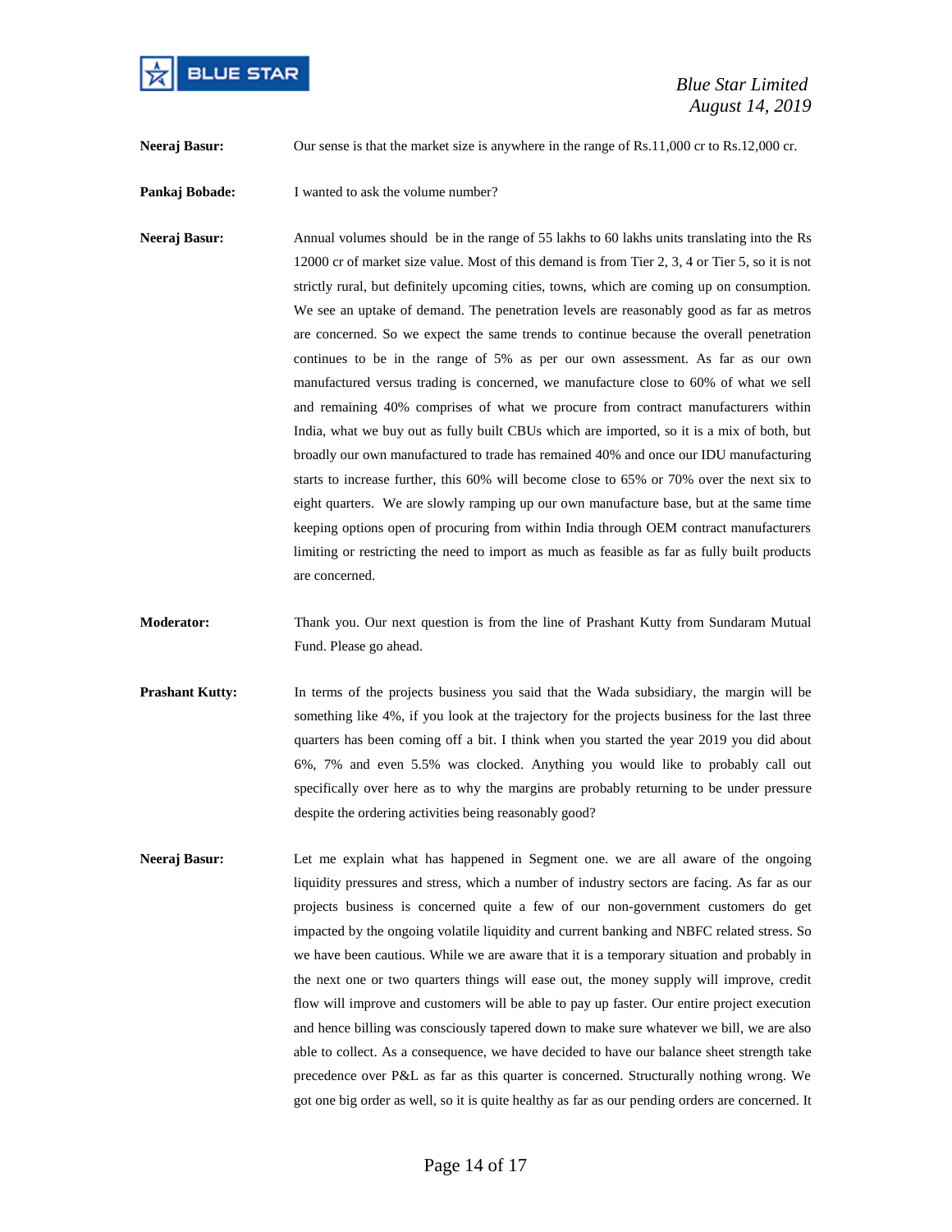**Neeraj Basur:** Our sense is that the market size is anywhere in the range of Rs.11,000 cr to Rs.12,000 cr.

**Pankaj Bobade:** I wanted to ask the volume number?

**Neeraj Basur:** Annual volumes should be in the range of 55 lakhs to 60 lakhs units translating into the Rs 12000 cr of market size value. Most of this demand is from Tier 2, 3, 4 or Tier 5, so it is not strictly rural, but definitely upcoming cities, towns, which are coming up on consumption. We see an uptake of demand. The penetration levels are reasonably good as far as metros are concerned. So we expect the same trends to continue because the overall penetration continues to be in the range of 5% as per our own assessment. As far as our own manufactured versus trading is concerned, we manufacture close to 60% of what we sell and remaining 40% comprises of what we procure from contract manufacturers within India, what we buy out as fully built CBUs which are imported, so it is a mix of both, but broadly our own manufactured to trade has remained 40% and once our IDU manufacturing starts to increase further, this 60% will become close to 65% or 70% over the next six to eight quarters. We are slowly ramping up our own manufacture base, but at the same time keeping options open of procuring from within India through OEM contract manufacturers limiting or restricting the need to import as much as feasible as far as fully built products are concerned.

**Moderator:** Thank you. Our next question is from the line of Prashant Kutty from Sundaram Mutual Fund. Please go ahead.

**Prashant Kutty:** In terms of the projects business you said that the Wada subsidiary, the margin will be something like 4%, if you look at the trajectory for the projects business for the last three quarters has been coming off a bit. I think when you started the year 2019 you did about 6%, 7% and even 5.5% was clocked. Anything you would like to probably call out specifically over here as to why the margins are probably returning to be under pressure despite the ordering activities being reasonably good?

**Neeraj Basur:** Let me explain what has happened in Segment one. we are all aware of the ongoing liquidity pressures and stress, which a number of industry sectors are facing. As far as our projects business is concerned quite a few of our non-government customers do get impacted by the ongoing volatile liquidity and current banking and NBFC related stress. So we have been cautious. While we are aware that it is a temporary situation and probably in the next one or two quarters things will ease out, the money supply will improve, credit flow will improve and customers will be able to pay up faster. Our entire project execution and hence billing was consciously tapered down to make sure whatever we bill, we are also able to collect. As a consequence, we have decided to have our balance sheet strength take precedence over P&L as far as this quarter is concerned. Structurally nothing wrong. We got one big order as well, so it is quite healthy as far as our pending orders are concerned. It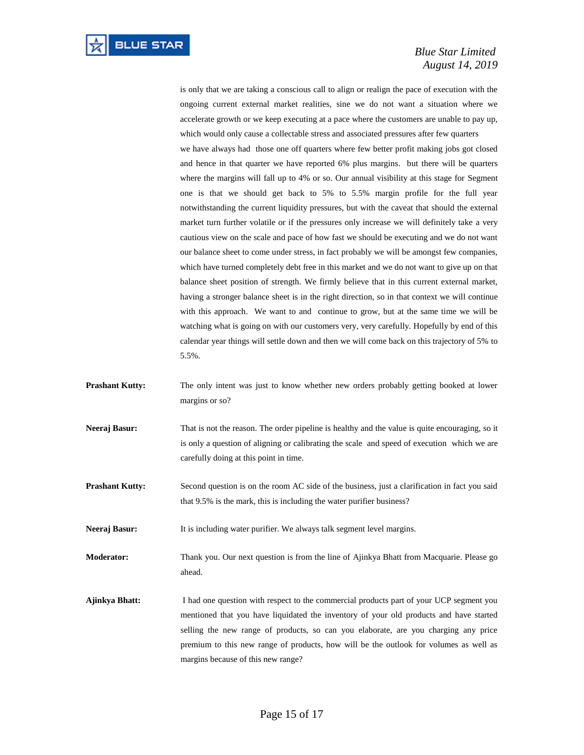is only that we are taking a conscious call to align or realign the pace of execution with the ongoing current external market realities, sine we do not want a situation where we accelerate growth or we keep executing at a pace where the customers are unable to pay up, which would only cause a collectable stress and associated pressures after few quarters we have always had those one off quarters where few better profit making jobs got closed and hence in that quarter we have reported 6% plus margins. but there will be quarters where the margins will fall up to 4% or so. Our annual visibility at this stage for Segment one is that we should get back to 5% to 5.5% margin profile for the full year notwithstanding the current liquidity pressures, but with the caveat that should the external market turn further volatile or if the pressures only increase we will definitely take a very cautious view on the scale and pace of how fast we should be executing and we do not want our balance sheet to come under stress, in fact probably we will be amongst few companies, which have turned completely debt free in this market and we do not want to give up on that balance sheet position of strength. We firmly believe that in this current external market, having a stronger balance sheet is in the right direction, so in that context we will continue with this approach. We want to and continue to grow, but at the same time we will be watching what is going on with our customers very, very carefully. Hopefully by end of this calendar year things will settle down and then we will come back on this trajectory of 5% to 5.5%.

**Prashant Kutty:** The only intent was just to know whether new orders probably getting booked at lower margins or so?

**Neeraj Basur:** That is not the reason. The order pipeline is healthy and the value is quite encouraging, so it is only a question of aligning or calibrating the scale and speed of execution which we are carefully doing at this point in time.

**Prashant Kutty:** Second question is on the room AC side of the business, just a clarification in fact you said that 9.5% is the mark, this is including the water purifier business?

**Neeraj Basur:** It is including water purifier. We always talk segment level margins.

**Moderator:** Thank you. Our next question is from the line of Ajinkya Bhatt from Macquarie. Please go ahead.

**Ajinkya Bhatt:** I had one question with respect to the commercial products part of your UCP segment you mentioned that you have liquidated the inventory of your old products and have started selling the new range of products, so can you elaborate, are you charging any price premium to this new range of products, how will be the outlook for volumes as well as margins because of this new range?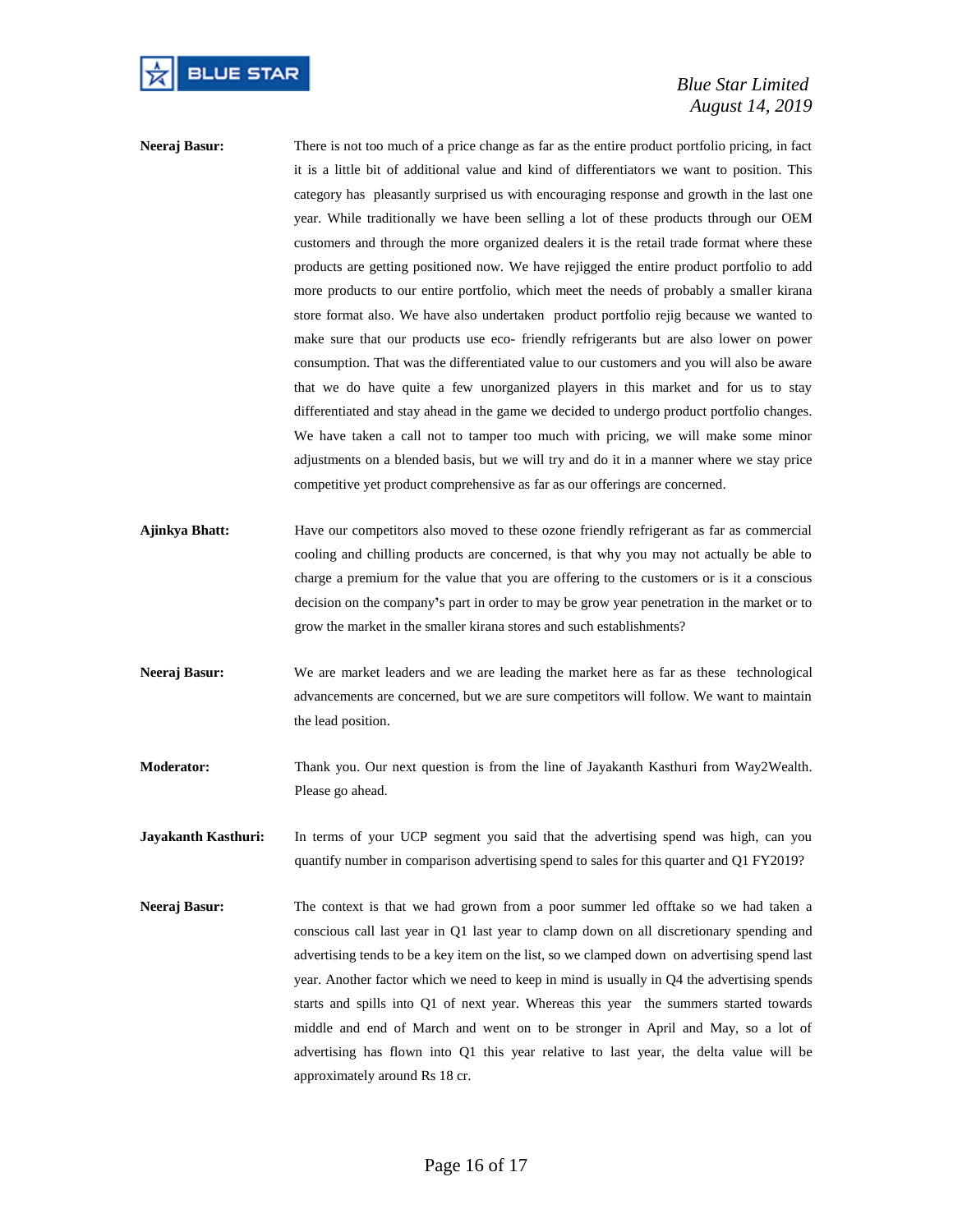**Neeraj Basur:** There is not too much of a price change as far as the entire product portfolio pricing, in fact it is a little bit of additional value and kind of differentiators we want to position. This category has pleasantly surprised us with encouraging response and growth in the last one year. While traditionally we have been selling a lot of these products through our OEM customers and through the more organized dealers it is the retail trade format where these products are getting positioned now. We have rejigged the entire product portfolio to add more products to our entire portfolio, which meet the needs of probably a smaller kirana store format also. We have also undertaken product portfolio rejig because we wanted to make sure that our products use eco- friendly refrigerants but are also lower on power consumption. That was the differentiated value to our customers and you will also be aware that we do have quite a few unorganized players in this market and for us to stay differentiated and stay ahead in the game we decided to undergo product portfolio changes. We have taken a call not to tamper too much with pricing, we will make some minor adjustments on a blended basis, but we will try and do it in a manner where we stay price competitive yet product comprehensive as far as our offerings are concerned.

**Ajinkya Bhatt:** Have our competitors also moved to these ozone friendly refrigerant as far as commercial cooling and chilling products are concerned, is that why you may not actually be able to charge a premium for the value that you are offering to the customers or is it a conscious decision on the company's part in order to may be grow year penetration in the market or to grow the market in the smaller kirana stores and such establishments?

**Neeraj Basur:** We are market leaders and we are leading the market here as far as these technological advancements are concerned, but we are sure competitors will follow. We want to maintain the lead position.

**Moderator:** Thank you. Our next question is from the line of Jayakanth Kasthuri from Way2Wealth. Please go ahead.

**Jayakanth Kasthuri:** In terms of your UCP segment you said that the advertising spend was high, can you quantify number in comparison advertising spend to sales for this quarter and Q1 FY2019?

**Neeraj Basur:** The context is that we had grown from a poor summer led offtake so we had taken a conscious call last year in Q1 last year to clamp down on all discretionary spending and advertising tends to be a key item on the list, so we clamped down on advertising spend last year. Another factor which we need to keep in mind is usually in Q4 the advertising spends starts and spills into Q1 of next year. Whereas this year the summers started towards middle and end of March and went on to be stronger in April and May, so a lot of advertising has flown into Q1 this year relative to last year, the delta value will be approximately around Rs 18 cr.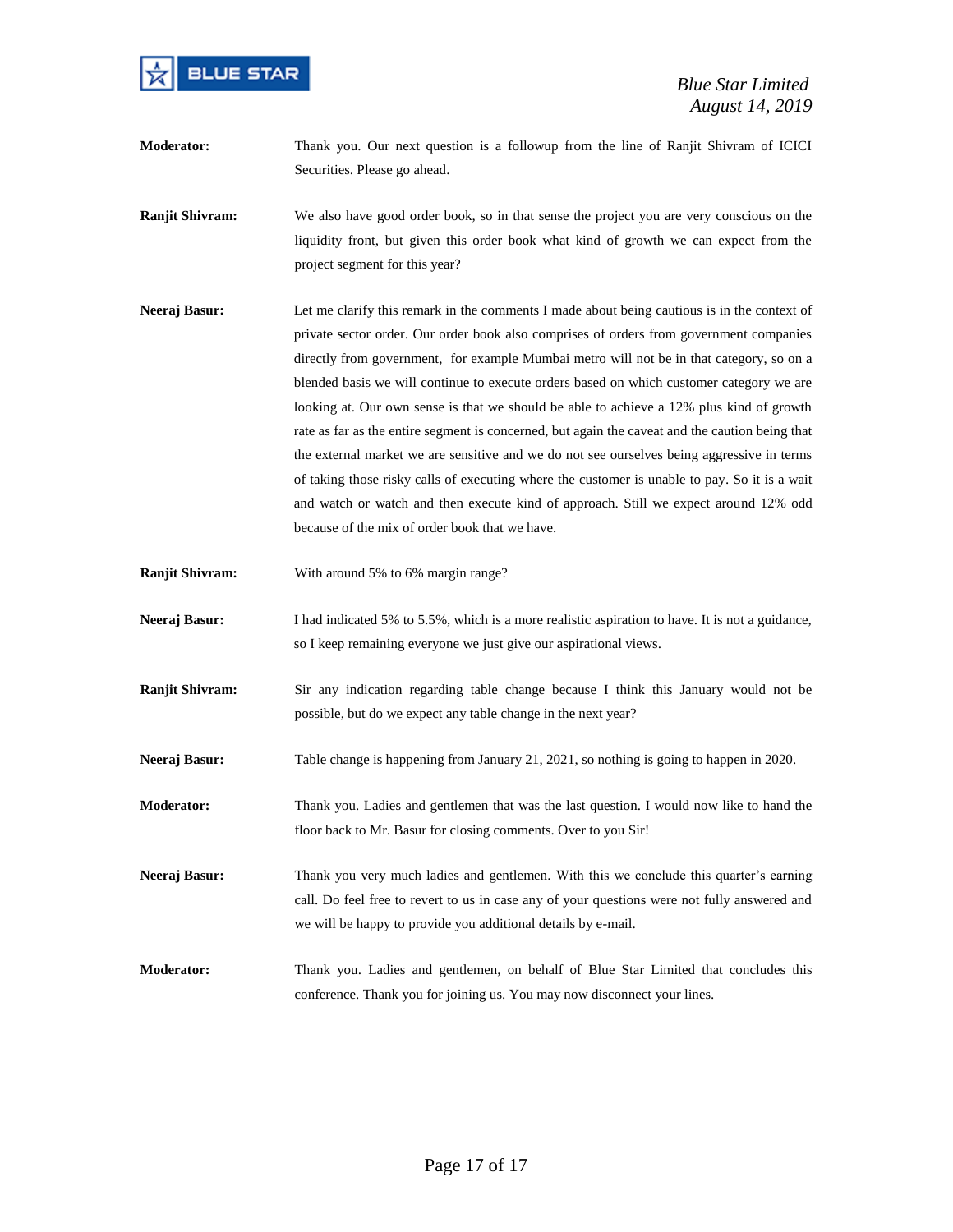**Moderator:** Thank you. Our next question is a followup from the line of Ranjit Shivram of ICICI Securities. Please go ahead.

**Ranjit Shivram:** We also have good order book, so in that sense the project you are very conscious on the liquidity front, but given this order book what kind of growth we can expect from the project segment for this year?

**Neeraj Basur:** Let me clarify this remark in the comments I made about being cautious is in the context of private sector order. Our order book also comprises of orders from government companies directly from government, for example Mumbai metro will not be in that category, so on a blended basis we will continue to execute orders based on which customer category we are looking at. Our own sense is that we should be able to achieve a 12% plus kind of growth rate as far as the entire segment is concerned, but again the caveat and the caution being that the external market we are sensitive and we do not see ourselves being aggressive in terms of taking those risky calls of executing where the customer is unable to pay. So it is a wait and watch or watch and then execute kind of approach. Still we expect around 12% odd because of the mix of order book that we have.

**Ranjit Shivram:** With around 5% to 6% margin range?

**Neeraj Basur:** I had indicated 5% to 5.5%, which is a more realistic aspiration to have. It is not a guidance, so I keep remaining everyone we just give our aspirational views.

**Ranjit Shivram:** Sir any indication regarding table change because I think this January would not be possible, but do we expect any table change in the next year?

**Neeraj Basur:** Table change is happening from January 21, 2021, so nothing is going to happen in 2020.

**Moderator:** Thank you. Ladies and gentlemen that was the last question. I would now like to hand the floor back to Mr. Basur for closing comments. Over to you Sir!

**Neeraj Basur:** Thank you very much ladies and gentlemen. With this we conclude this quarter's earning call. Do feel free to revert to us in case any of your questions were not fully answered and we will be happy to provide you additional details by e-mail.

**Moderator:** Thank you. Ladies and gentlemen, on behalf of Blue Star Limited that concludes this conference. Thank you for joining us. You may now disconnect your lines.